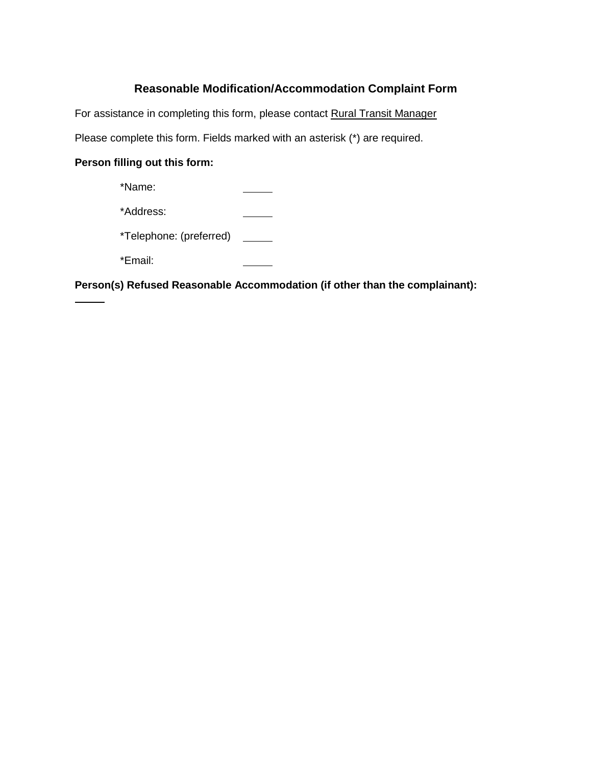# Reasonable Modification/Accommodation Complaint Form

For assistance in completing this form, please contact Rural Transit Manager

Please complete this form. Fields marked with an asterisk (*) are required.

**Person filling out this form:**

*Name: _____

*Address: _____

*Telephone: (preferred) _____

*Email: _____

**Person(s) Refused Reasonable Accommodation (if other than the complainant):**

_____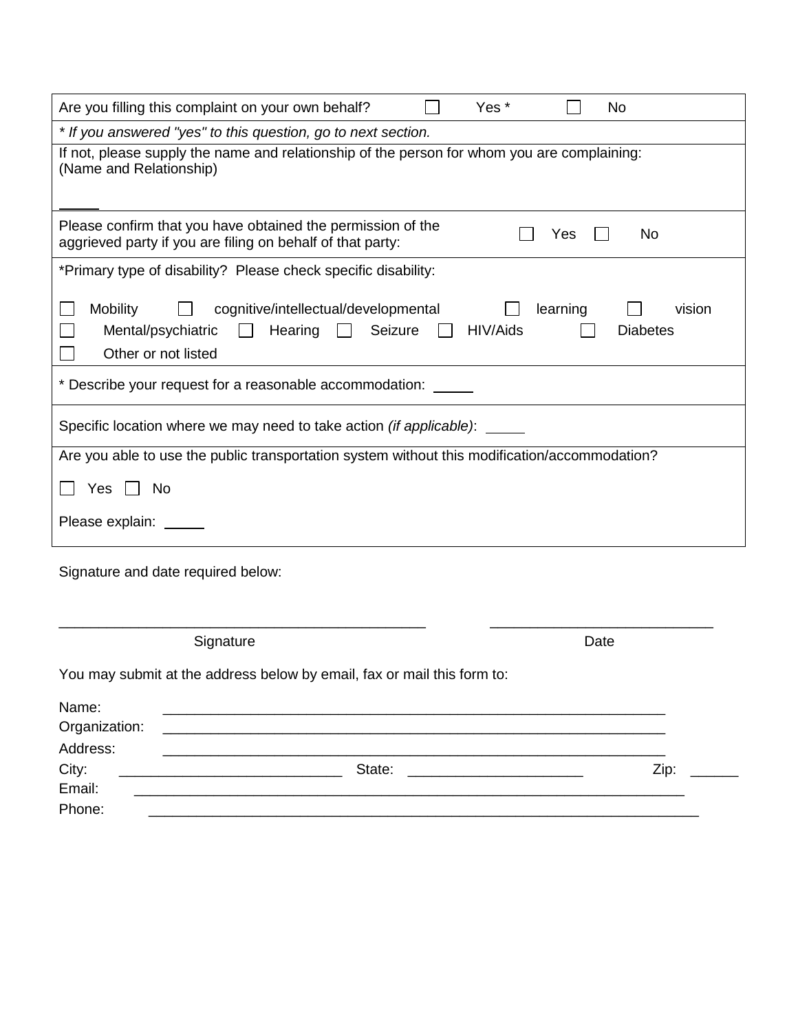| | | | | |
|---|---|---|---|---|
| Are you filling this complaint on your own behalf? | ☐ | Yes * | ☐ | No |

*\* If you answered "yes" to this question, go to next section.*

If not, please supply the name and relationship of the person for whom you are complaining:
(Name and Relationship)

_____

Please confirm that you have obtained the permission of the aggrieved party if you are filing on behalf of that party: ☐ Yes ☐ No

\*Primary type of disability? Please check specific disability:

☐ Mobility ☐ cognitive/intellectual/developmental ☐ learning ☐ vision
☐ Mental/psychiatric ☐ Hearing ☐ Seizure ☐ HIV/Aids ☐ Diabetes
☐ Other or not listed

\* Describe your request for a reasonable accommodation: _____

Specific location where we may need to take action *(if applicable)*: _____

Are you able to use the public transportation system without this modification/accommodation?

☐ Yes ☐ No

Please explain: _____

Signature and date required below:

_______________________________________________ ____________________________
Signature Date

You may submit at the address below by email, fax or mail this form to:

Name: ________________________________________________________________
Organization: ________________________________________________________________
Address: ________________________________________________________________
City: ____________________________ State: ______________________ Zip: ______
Email: ______________________________________________________________________
Phone: ______________________________________________________________________